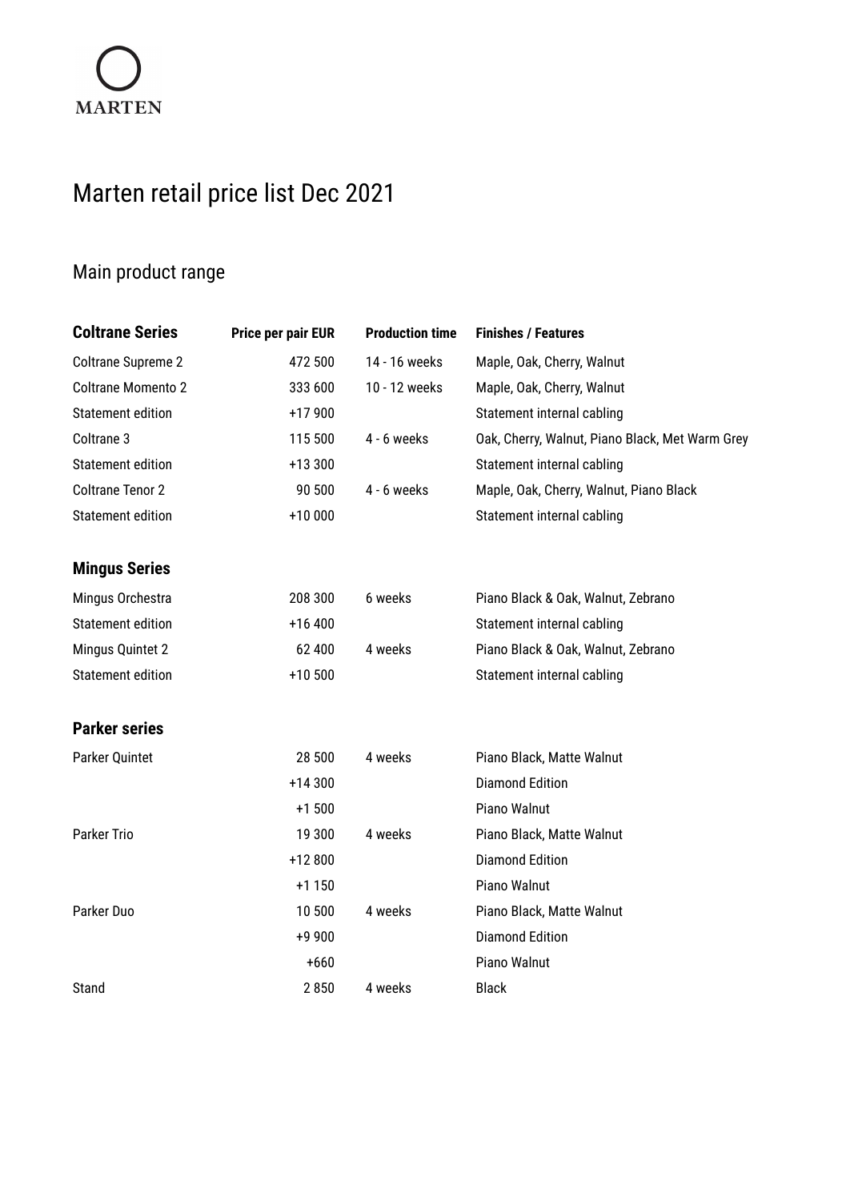MARTEN

# Marten retail price list Dec 2021

## Main product range

| **Coltrane Series** | **Price per pair EUR** | **Production time** | **Finishes / Features** |
|---|---|---|---|
| Coltrane Supreme 2 | 472 500 | 14 - 16 weeks | Maple, Oak, Cherry, Walnut |
| Coltrane Momento 2 | 333 600 | 10 - 12 weeks | Maple, Oak, Cherry, Walnut |
| Statement edition | +17 900 | | Statement internal cabling |
| Coltrane 3 | 115 500 | 4 - 6 weeks | Oak, Cherry, Walnut, Piano Black, Met Warm Grey |
| Statement edition | +13 300 | | Statement internal cabling |
| Coltrane Tenor 2 | 90 500 | 4 - 6 weeks | Maple, Oak, Cherry, Walnut, Piano Black |
| Statement edition | +10 000 | | Statement internal cabling |
| **Mingus Series** | | | |
| Mingus Orchestra | 208 300 | 6 weeks | Piano Black & Oak, Walnut, Zebrano |
| Statement edition | +16 400 | | Statement internal cabling |
| Mingus Quintet 2 | 62 400 | 4 weeks | Piano Black & Oak, Walnut, Zebrano |
| Statement edition | +10 500 | | Statement internal cabling |
| **Parker series** | | | |
| Parker Quintet | 28 500 | 4 weeks | Piano Black, Matte Walnut |
| | +14 300 | | Diamond Edition |
| | +1 500 | | Piano Walnut |
| Parker Trio | 19 300 | 4 weeks | Piano Black, Matte Walnut |
| | +12 800 | | Diamond Edition |
| | +1 150 | | Piano Walnut |
| Parker Duo | 10 500 | 4 weeks | Piano Black, Matte Walnut |
| | +9 900 | | Diamond Edition |
| | +660 | | Piano Walnut |
| Stand | 2 850 | 4 weeks | Black |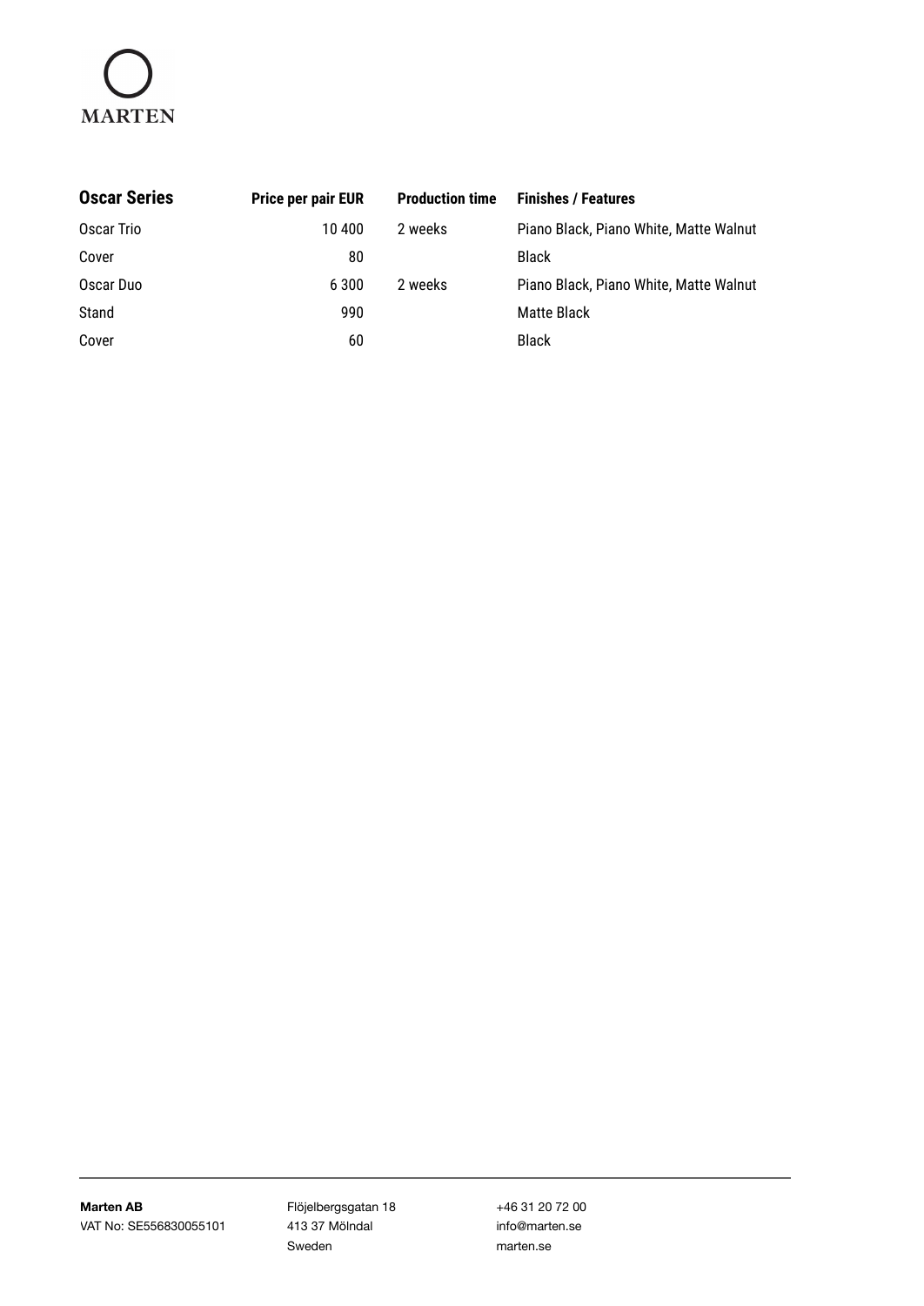| Oscar Series | Price per pair EUR | Production time | Finishes / Features |
|---|---|---|---|
| Oscar Trio | 10 400 | 2 weeks | Piano Black, Piano White, Matte Walnut |
| Cover | 80 | | Black |
| Oscar Duo | 6 300 | 2 weeks | Piano Black, Piano White, Matte Walnut |
| Stand | 990 | | Matte Black |
| Cover | 60 | | Black |

**Marten AB**
VAT No: SE556830055101

Flöjelbergsgatan 18
413 37 Mölndal
Sweden

+46 31 20 72 00
info@marten.se
marten.se